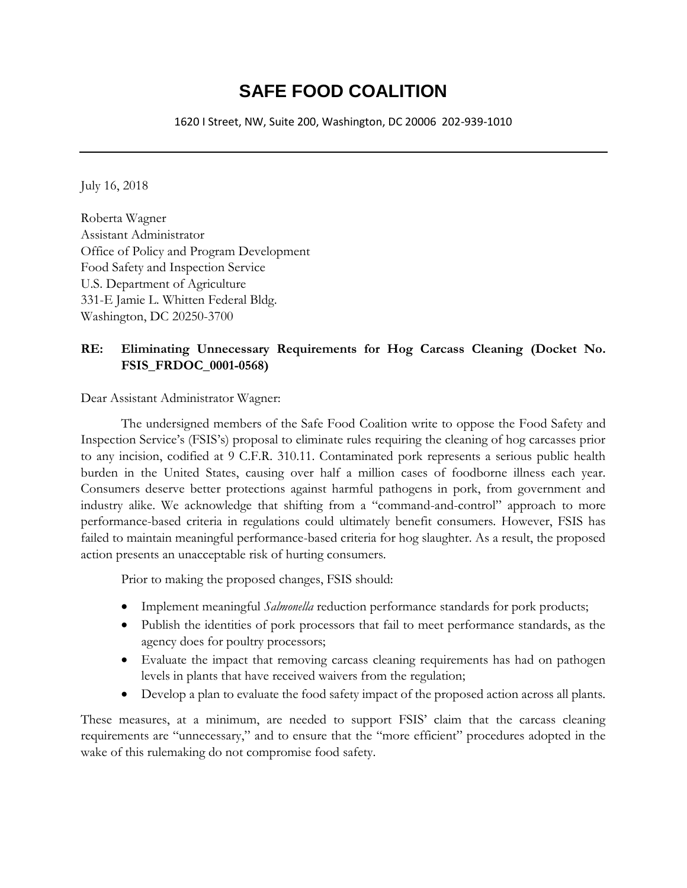# SAFE FOOD COALITION

1620 I Street, NW, Suite 200, Washington, DC 20006 202-939-1010

---

July 16, 2018

Roberta Wagner
Assistant Administrator
Office of Policy and Program Development
Food Safety and Inspection Service
U.S. Department of Agriculture
331-E Jamie L. Whitten Federal Bldg.
Washington, DC 20250-3700

**RE: Eliminating Unnecessary Requirements for Hog Carcass Cleaning (Docket No. FSIS_FRDOC_0001-0568)**

Dear Assistant Administrator Wagner:

The undersigned members of the Safe Food Coalition write to oppose the Food Safety and Inspection Service's (FSIS's) proposal to eliminate rules requiring the cleaning of hog carcasses prior to any incision, codified at 9 C.F.R. 310.11. Contaminated pork represents a serious public health burden in the United States, causing over half a million cases of foodborne illness each year. Consumers deserve better protections against harmful pathogens in pork, from government and industry alike. We acknowledge that shifting from a "command-and-control" approach to more performance-based criteria in regulations could ultimately benefit consumers. However, FSIS has failed to maintain meaningful performance-based criteria for hog slaughter. As a result, the proposed action presents an unacceptable risk of hurting consumers.

Prior to making the proposed changes, FSIS should:

- Implement meaningful *Salmonella* reduction performance standards for pork products;
- Publish the identities of pork processors that fail to meet performance standards, as the agency does for poultry processors;
- Evaluate the impact that removing carcass cleaning requirements has had on pathogen levels in plants that have received waivers from the regulation;
- Develop a plan to evaluate the food safety impact of the proposed action across all plants.

These measures, at a minimum, are needed to support FSIS' claim that the carcass cleaning requirements are "unnecessary," and to ensure that the "more efficient" procedures adopted in the wake of this rulemaking do not compromise food safety.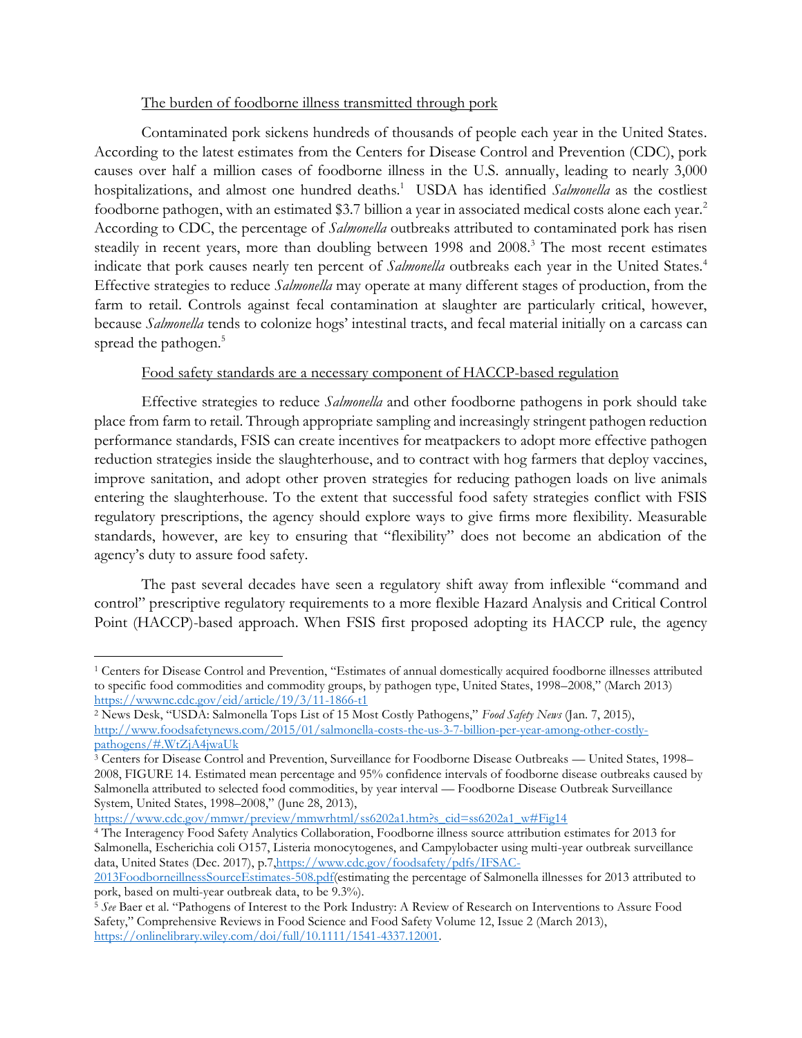<u>The burden of foodborne illness transmitted through pork</u>

Contaminated pork sickens hundreds of thousands of people each year in the United States. According to the latest estimates from the Centers for Disease Control and Prevention (CDC), pork causes over half a million cases of foodborne illness in the U.S. annually, leading to nearly 3,000 hospitalizations, and almost one hundred deaths.[1] USDA has identified *Salmonella* as the costliest foodborne pathogen, with an estimated $3.7 billion a year in associated medical costs alone each year.[2] According to CDC, the percentage of *Salmonella* outbreaks attributed to contaminated pork has risen steadily in recent years, more than doubling between 1998 and 2008.[3] The most recent estimates indicate that pork causes nearly ten percent of *Salmonella* outbreaks each year in the United States.[4] Effective strategies to reduce *Salmonella* may operate at many different stages of production, from the farm to retail. Controls against fecal contamination at slaughter are particularly critical, however, because *Salmonella* tends to colonize hogs' intestinal tracts, and fecal material initially on a carcass can spread the pathogen.[5]

<u>Food safety standards are a necessary component of HACCP-based regulation</u>

Effective strategies to reduce *Salmonella* and other foodborne pathogens in pork should take place from farm to retail. Through appropriate sampling and increasingly stringent pathogen reduction performance standards, FSIS can create incentives for meatpackers to adopt more effective pathogen reduction strategies inside the slaughterhouse, and to contract with hog farmers that deploy vaccines, improve sanitation, and adopt other proven strategies for reducing pathogen loads on live animals entering the slaughterhouse. To the extent that successful food safety strategies conflict with FSIS regulatory prescriptions, the agency should explore ways to give firms more flexibility. Measurable standards, however, are key to ensuring that "flexibility" does not become an abdication of the agency's duty to assure food safety.

The past several decades have seen a regulatory shift away from inflexible "command and control" prescriptive regulatory requirements to a more flexible Hazard Analysis and Critical Control Point (HACCP)-based approach. When FSIS first proposed adopting its HACCP rule, the agency

---

[1] Centers for Disease Control and Prevention, "Estimates of annual domestically acquired foodborne illnesses attributed to specific food commodities and commodity groups, by pathogen type, United States, 1998–2008," (March 2013) https://wwwnc.cdc.gov/eid/article/19/3/11-1866-t1

[2] News Desk, "USDA: Salmonella Tops List of 15 Most Costly Pathogens," *Food Safety News* (Jan. 7, 2015), http://www.foodsafetynews.com/2015/01/salmonella-costs-the-us-3-7-billion-per-year-among-other-costly-pathogens/#.WtZjA4jwaUk

[3] Centers for Disease Control and Prevention, Surveillance for Foodborne Disease Outbreaks — United States, 1998–2008, FIGURE 14. Estimated mean percentage and 95% confidence intervals of foodborne disease outbreaks caused by Salmonella attributed to selected food commodities, by year interval — Foodborne Disease Outbreak Surveillance System, United States, 1998–2008," (June 28, 2013), https://www.cdc.gov/mmwr/preview/mmwrhtml/ss6202a1.htm?s_cid=ss6202a1_w#Fig14

[4] The Interagency Food Safety Analytics Collaboration, Foodborne illness source attribution estimates for 2013 for Salmonella, Escherichia coli O157, Listeria monocytogenes, and Campylobacter using multi-year outbreak surveillance data, United States (Dec. 2017), p.7,https://www.cdc.gov/foodsafety/pdfs/IFSAC-2013FoodborneillnessSourceEstimates-508.pdf(estimating the percentage of Salmonella illnesses for 2013 attributed to pork, based on multi-year outbreak data, to be 9.3%).

[5] *See* Baer et al. "Pathogens of Interest to the Pork Industry: A Review of Research on Interventions to Assure Food Safety," Comprehensive Reviews in Food Science and Food Safety Volume 12, Issue 2 (March 2013), https://onlinelibrary.wiley.com/doi/full/10.1111/1541-4337.12001.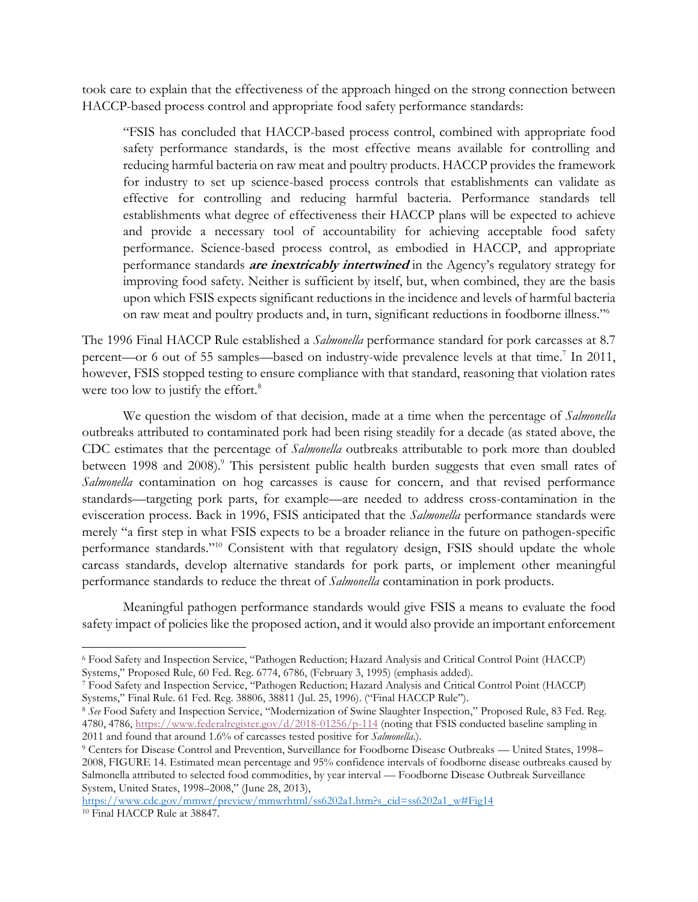took care to explain that the effectiveness of the approach hinged on the strong connection between HACCP-based process control and appropriate food safety performance standards:

> "FSIS has concluded that HACCP-based process control, combined with appropriate food safety performance standards, is the most effective means available for controlling and reducing harmful bacteria on raw meat and poultry products. HACCP provides the framework for industry to set up science-based process controls that establishments can validate as effective for controlling and reducing harmful bacteria. Performance standards tell establishments what degree of effectiveness their HACCP plans will be expected to achieve and provide a necessary tool of accountability for achieving acceptable food safety performance. Science-based process control, as embodied in HACCP, and appropriate performance standards ***are inextricably intertwined*** in the Agency's regulatory strategy for improving food safety. Neither is sufficient by itself, but, when combined, they are the basis upon which FSIS expects significant reductions in the incidence and levels of harmful bacteria on raw meat and poultry products and, in turn, significant reductions in foodborne illness."[6]

The 1996 Final HACCP Rule established a *Salmonella* performance standard for pork carcasses at 8.7 percent—or 6 out of 55 samples—based on industry-wide prevalence levels at that time.[7] In 2011, however, FSIS stopped testing to ensure compliance with that standard, reasoning that violation rates were too low to justify the effort.[8]

We question the wisdom of that decision, made at a time when the percentage of *Salmonella* outbreaks attributed to contaminated pork had been rising steadily for a decade (as stated above, the CDC estimates that the percentage of *Salmonella* outbreaks attributable to pork more than doubled between 1998 and 2008).[9] This persistent public health burden suggests that even small rates of *Salmonella* contamination on hog carcasses is cause for concern, and that revised performance standards—targeting pork parts, for example—are needed to address cross-contamination in the evisceration process. Back in 1996, FSIS anticipated that the *Salmonella* performance standards were merely "a first step in what FSIS expects to be a broader reliance in the future on pathogen-specific performance standards."[10] Consistent with that regulatory design, FSIS should update the whole carcass standards, develop alternative standards for pork parts, or implement other meaningful performance standards to reduce the threat of *Salmonella* contamination in pork products.

Meaningful pathogen performance standards would give FSIS a means to evaluate the food safety impact of policies like the proposed action, and it would also provide an important enforcement

---

[6] Food Safety and Inspection Service, "Pathogen Reduction; Hazard Analysis and Critical Control Point (HACCP) Systems," Proposed Rule, 60 Fed. Reg. 6774, 6786, (February 3, 1995) (emphasis added).

[7] Food Safety and Inspection Service, "Pathogen Reduction; Hazard Analysis and Critical Control Point (HACCP) Systems," Final Rule. 61 Fed. Reg. 38806, 38811 (Jul. 25, 1996). ("Final HACCP Rule").

[8] *See* Food Safety and Inspection Service, "Modernization of Swine Slaughter Inspection," Proposed Rule, 83 Fed. Reg. 4780, 4786, https://www.federalregister.gov/d/2018-01256/p-114 (noting that FSIS conducted baseline sampling in 2011 and found that around 1.6% of carcasses tested positive for *Salmonella*.).

[9] Centers for Disease Control and Prevention, Surveillance for Foodborne Disease Outbreaks — United States, 1998–2008, FIGURE 14. Estimated mean percentage and 95% confidence intervals of foodborne disease outbreaks caused by Salmonella attributed to selected food commodities, by year interval — Foodborne Disease Outbreak Surveillance System, United States, 1998–2008," (June 28, 2013), https://www.cdc.gov/mmwr/preview/mmwrhtml/ss6202a1.htm?s_cid=ss6202a1_w#Fig14

[10] Final HACCP Rule at 38847.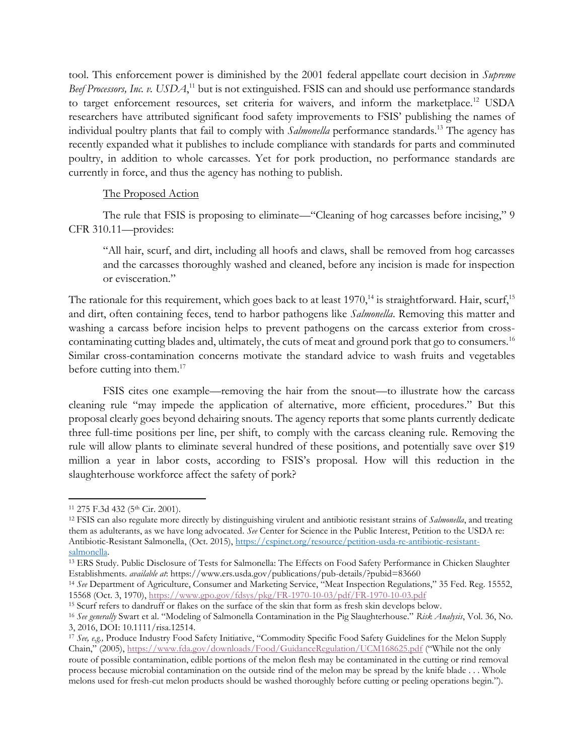tool. This enforcement power is diminished by the 2001 federal appellate court decision in *Supreme Beef Processors, Inc. v. USDA*,[11] but is not extinguished. FSIS can and should use performance standards to target enforcement resources, set criteria for waivers, and inform the marketplace.[12] USDA researchers have attributed significant food safety improvements to FSIS' publishing the names of individual poultry plants that fail to comply with *Salmonella* performance standards.[13] The agency has recently expanded what it publishes to include compliance with standards for parts and comminuted poultry, in addition to whole carcasses. Yet for pork production, no performance standards are currently in force, and thus the agency has nothing to publish.

<u>The Proposed Action</u>

The rule that FSIS is proposing to eliminate—"Cleaning of hog carcasses before incising," 9 CFR 310.11—provides:

> "All hair, scurf, and dirt, including all hoofs and claws, shall be removed from hog carcasses and the carcasses thoroughly washed and cleaned, before any incision is made for inspection or evisceration."

The rationale for this requirement, which goes back to at least 1970,[14] is straightforward. Hair, scurf,[15] and dirt, often containing feces, tend to harbor pathogens like *Salmonella*. Removing this matter and washing a carcass before incision helps to prevent pathogens on the carcass exterior from cross-contaminating cutting blades and, ultimately, the cuts of meat and ground pork that go to consumers.[16] Similar cross-contamination concerns motivate the standard advice to wash fruits and vegetables before cutting into them.[17]

FSIS cites one example—removing the hair from the snout—to illustrate how the carcass cleaning rule "may impede the application of alternative, more efficient, procedures." But this proposal clearly goes beyond dehairing snouts. The agency reports that some plants currently dedicate three full-time positions per line, per shift, to comply with the carcass cleaning rule. Removing the rule will allow plants to eliminate several hundred of these positions, and potentially save over $19 million a year in labor costs, according to FSIS's proposal. How will this reduction in the slaughterhouse workforce affect the safety of pork?

---

[11] 275 F.3d 432 (5th Cir. 2001).

[12] FSIS can also regulate more directly by distinguishing virulent and antibiotic resistant strains of *Salmonella*, and treating them as adulterants, as we have long advocated. *See* Center for Science in the Public Interest, Petition to the USDA re: Antibiotic-Resistant Salmonella, (Oct. 2015), https://cspinet.org/resource/petition-usda-re-antibiotic-resistant-salmonella.

[13] ERS Study. Public Disclosure of Tests for Salmonella: The Effects on Food Safety Performance in Chicken Slaughter Establishments. *available at*: https://www.ers.usda.gov/publications/pub-details/?pubid=83660

[14] *See* Department of Agriculture, Consumer and Marketing Service, "Meat Inspection Regulations," 35 Fed. Reg. 15552, 15568 (Oct. 3, 1970), https://www.gpo.gov/fdsys/pkg/FR-1970-10-03/pdf/FR-1970-10-03.pdf

[15] Scurf refers to dandruff or flakes on the surface of the skin that form as fresh skin develops below.

[16] *See generally* Swart et al. "Modeling of Salmonella Contamination in the Pig Slaughterhouse." *Risk Analysis*, Vol. 36, No. 3, 2016, DOI: 10.1111/risa.12514.

[17] *See, e.g.,* Produce Industry Food Safety Initiative, "Commodity Specific Food Safety Guidelines for the Melon Supply Chain," (2005), https://www.fda.gov/downloads/Food/GuidanceRegulation/UCM168625.pdf ("While not the only route of possible contamination, edible portions of the melon flesh may be contaminated in the cutting or rind removal process because microbial contamination on the outside rind of the melon may be spread by the knife blade . . . Whole melons used for fresh-cut melon products should be washed thoroughly before cutting or peeling operations begin.").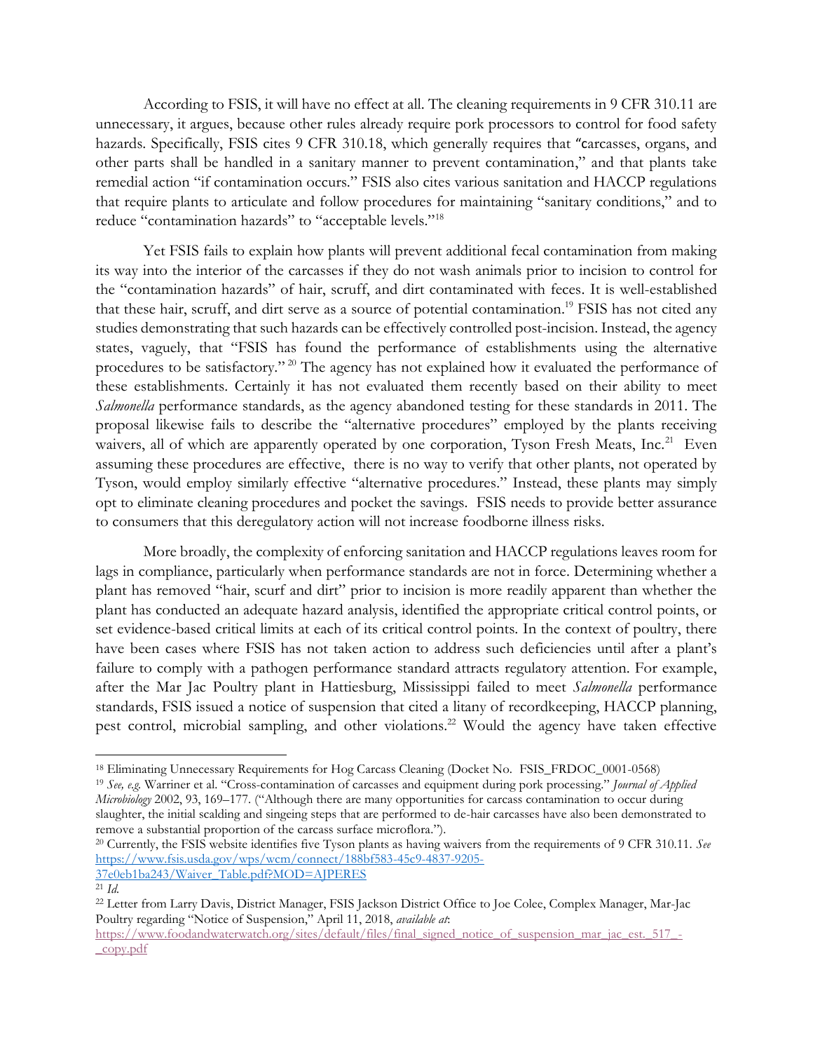According to FSIS, it will have no effect at all. The cleaning requirements in 9 CFR 310.11 are unnecessary, it argues, because other rules already require pork processors to control for food safety hazards. Specifically, FSIS cites 9 CFR 310.18, which generally requires that "carcasses, organs, and other parts shall be handled in a sanitary manner to prevent contamination," and that plants take remedial action "if contamination occurs." FSIS also cites various sanitation and HACCP regulations that require plants to articulate and follow procedures for maintaining "sanitary conditions," and to reduce "contamination hazards" to "acceptable levels."[18]

Yet FSIS fails to explain how plants will prevent additional fecal contamination from making its way into the interior of the carcasses if they do not wash animals prior to incision to control for the "contamination hazards" of hair, scruff, and dirt contaminated with feces. It is well-established that these hair, scruff, and dirt serve as a source of potential contamination.[19] FSIS has not cited any studies demonstrating that such hazards can be effectively controlled post-incision. Instead, the agency states, vaguely, that "FSIS has found the performance of establishments using the alternative procedures to be satisfactory."[20] The agency has not explained how it evaluated the performance of these establishments. Certainly it has not evaluated them recently based on their ability to meet *Salmonella* performance standards, as the agency abandoned testing for these standards in 2011. The proposal likewise fails to describe the "alternative procedures" employed by the plants receiving waivers, all of which are apparently operated by one corporation, Tyson Fresh Meats, Inc.[21] Even assuming these procedures are effective, there is no way to verify that other plants, not operated by Tyson, would employ similarly effective "alternative procedures." Instead, these plants may simply opt to eliminate cleaning procedures and pocket the savings. FSIS needs to provide better assurance to consumers that this deregulatory action will not increase foodborne illness risks.

More broadly, the complexity of enforcing sanitation and HACCP regulations leaves room for lags in compliance, particularly when performance standards are not in force. Determining whether a plant has removed "hair, scurf and dirt" prior to incision is more readily apparent than whether the plant has conducted an adequate hazard analysis, identified the appropriate critical control points, or set evidence-based critical limits at each of its critical control points. In the context of poultry, there have been cases where FSIS has not taken action to address such deficiencies until after a plant's failure to comply with a pathogen performance standard attracts regulatory attention. For example, after the Mar Jac Poultry plant in Hattiesburg, Mississippi failed to meet *Salmonella* performance standards, FSIS issued a notice of suspension that cited a litany of recordkeeping, HACCP planning, pest control, microbial sampling, and other violations.[22] Would the agency have taken effective

---

[18] Eliminating Unnecessary Requirements for Hog Carcass Cleaning (Docket No. FSIS_FRDOC_0001-0568)

[19] *See, e.g.* Warriner et al. "Cross-contamination of carcasses and equipment during pork processing." *Journal of Applied Microbiology* 2002, 93, 169–177. ("Although there are many opportunities for carcass contamination to occur during slaughter, the initial scalding and singeing steps that are performed to de-hair carcasses have also been demonstrated to remove a substantial proportion of the carcass surface microflora.").

[20] Currently, the FSIS website identifies five Tyson plants as having waivers from the requirements of 9 CFR 310.11. *See* https://www.fsis.usda.gov/wps/wcm/connect/188bf583-45c9-4837-9205-37e0eb1ba243/Waiver_Table.pdf?MOD=AJPERES

[21] *Id.*

[22] Letter from Larry Davis, District Manager, FSIS Jackson District Office to Joe Colee, Complex Manager, Mar-Jac Poultry regarding "Notice of Suspension," April 11, 2018, *available at*: https://www.foodandwaterwatch.org/sites/default/files/final_signed_notice_of_suspension_mar_jac_est._517_-_copy.pdf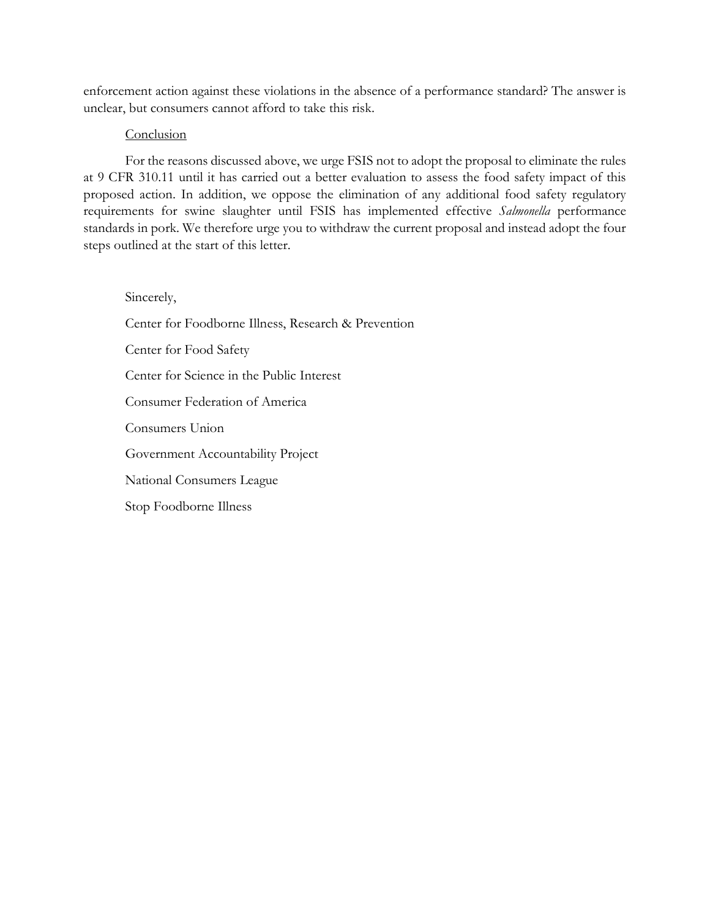enforcement action against these violations in the absence of a performance standard? The answer is unclear, but consumers cannot afford to take this risk.

Conclusion

For the reasons discussed above, we urge FSIS not to adopt the proposal to eliminate the rules at 9 CFR 310.11 until it has carried out a better evaluation to assess the food safety impact of this proposed action. In addition, we oppose the elimination of any additional food safety regulatory requirements for swine slaughter until FSIS has implemented effective *Salmonella* performance standards in pork. We therefore urge you to withdraw the current proposal and instead adopt the four steps outlined at the start of this letter.

Sincerely,

Center for Foodborne Illness, Research & Prevention

Center for Food Safety

Center for Science in the Public Interest

Consumer Federation of America

Consumers Union

Government Accountability Project

National Consumers League

Stop Foodborne Illness